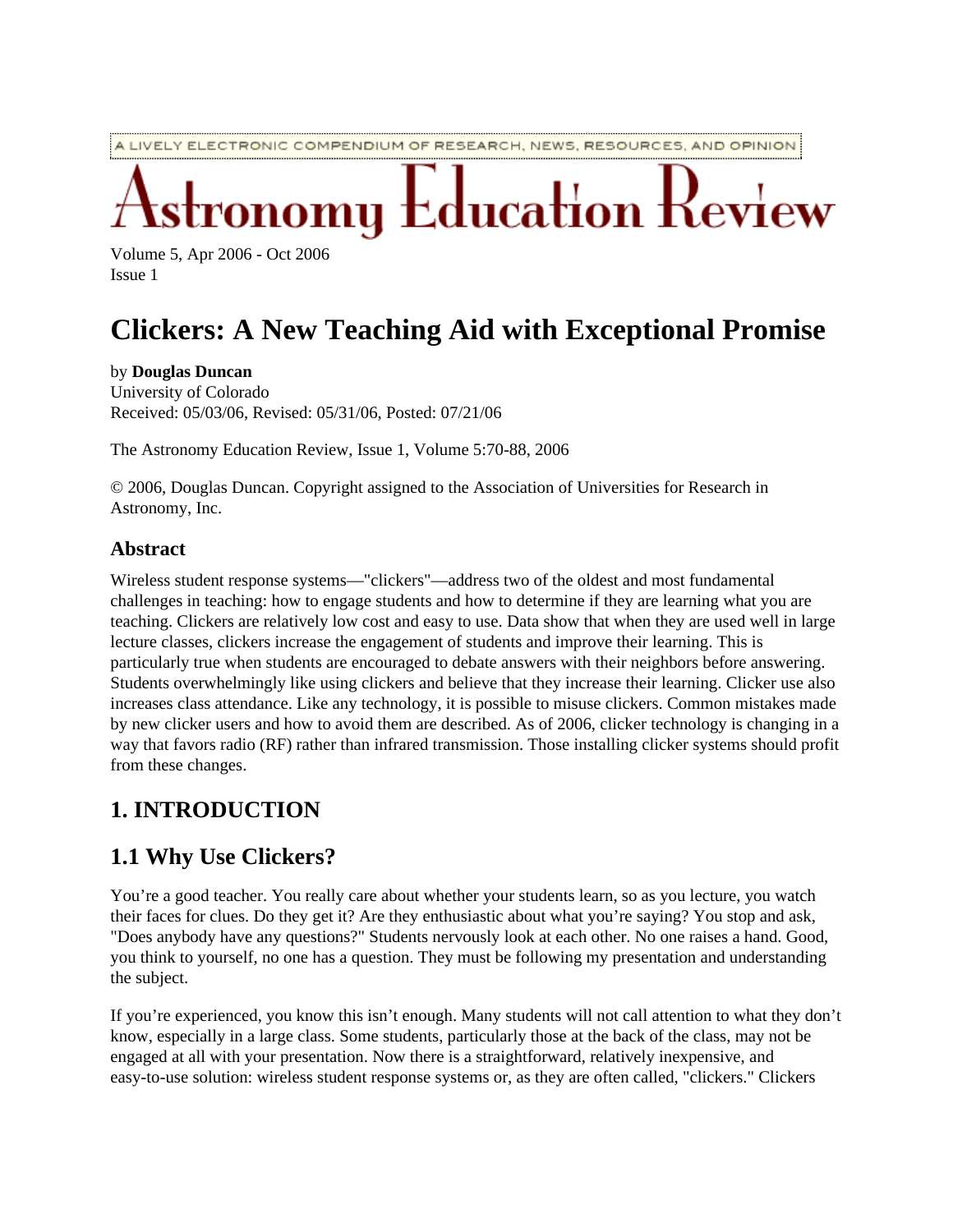A LIVELY ELECTRONIC COMPENDIUM OF RESEARCH, NEWS, RESOURCES, AND OPINION

# Astronomy Education Review

Volume 5, Apr 2006 - Oct 2006
Issue 1

# Clickers: A New Teaching Aid with Exceptional Promise

by **Douglas Duncan**
University of Colorado
Received: 05/03/06, Revised: 05/31/06, Posted: 07/21/06

The Astronomy Education Review, Issue 1, Volume 5:70-88, 2006

© 2006, Douglas Duncan. Copyright assigned to the Association of Universities for Research in Astronomy, Inc.

### Abstract

Wireless student response systems—"clickers"—address two of the oldest and most fundamental challenges in teaching: how to engage students and how to determine if they are learning what you are teaching. Clickers are relatively low cost and easy to use. Data show that when they are used well in large lecture classes, clickers increase the engagement of students and improve their learning. This is particularly true when students are encouraged to debate answers with their neighbors before answering. Students overwhelmingly like using clickers and believe that they increase their learning. Clicker use also increases class attendance. Like any technology, it is possible to misuse clickers. Common mistakes made by new clicker users and how to avoid them are described. As of 2006, clicker technology is changing in a way that favors radio (RF) rather than infrared transmission. Those installing clicker systems should profit from these changes.

## 1. INTRODUCTION

## 1.1 Why Use Clickers?

You're a good teacher. You really care about whether your students learn, so as you lecture, you watch their faces for clues. Do they get it? Are they enthusiastic about what you're saying? You stop and ask, "Does anybody have any questions?" Students nervously look at each other. No one raises a hand. Good, you think to yourself, no one has a question. They must be following my presentation and understanding the subject.

If you're experienced, you know this isn't enough. Many students will not call attention to what they don't know, especially in a large class. Some students, particularly those at the back of the class, may not be engaged at all with your presentation. Now there is a straightforward, relatively inexpensive, and easy-to-use solution: wireless student response systems or, as they are often called, "clickers." Clickers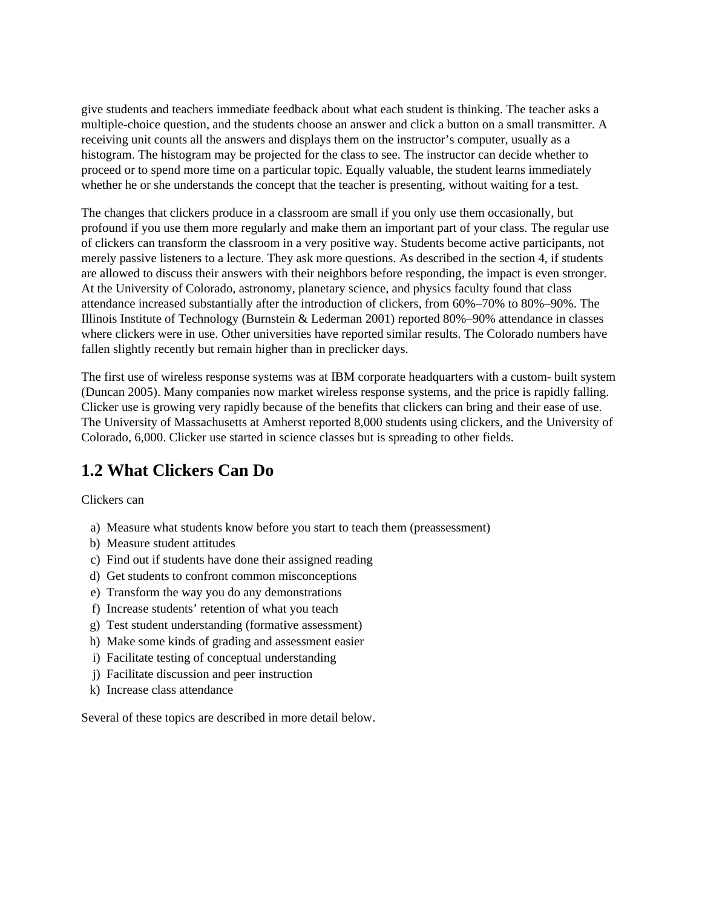give students and teachers immediate feedback about what each student is thinking. The teacher asks a multiple-choice question, and the students choose an answer and click a button on a small transmitter. A receiving unit counts all the answers and displays them on the instructor's computer, usually as a histogram. The histogram may be projected for the class to see. The instructor can decide whether to proceed or to spend more time on a particular topic. Equally valuable, the student learns immediately whether he or she understands the concept that the teacher is presenting, without waiting for a test.

The changes that clickers produce in a classroom are small if you only use them occasionally, but profound if you use them more regularly and make them an important part of your class. The regular use of clickers can transform the classroom in a very positive way. Students become active participants, not merely passive listeners to a lecture. They ask more questions. As described in the section 4, if students are allowed to discuss their answers with their neighbors before responding, the impact is even stronger. At the University of Colorado, astronomy, planetary science, and physics faculty found that class attendance increased substantially after the introduction of clickers, from 60%–70% to 80%–90%. The Illinois Institute of Technology (Burnstein & Lederman 2001) reported 80%–90% attendance in classes where clickers were in use. Other universities have reported similar results. The Colorado numbers have fallen slightly recently but remain higher than in preclicker days.

The first use of wireless response systems was at IBM corporate headquarters with a custom- built system (Duncan 2005). Many companies now market wireless response systems, and the price is rapidly falling. Clicker use is growing very rapidly because of the benefits that clickers can bring and their ease of use. The University of Massachusetts at Amherst reported 8,000 students using clickers, and the University of Colorado, 6,000. Clicker use started in science classes but is spreading to other fields.

## 1.2 What Clickers Can Do

Clickers can

a) Measure what students know before you start to teach them (preassessment)
b) Measure student attitudes
c) Find out if students have done their assigned reading
d) Get students to confront common misconceptions
e) Transform the way you do any demonstrations
f) Increase students' retention of what you teach
g) Test student understanding (formative assessment)
h) Make some kinds of grading and assessment easier
i) Facilitate testing of conceptual understanding
j) Facilitate discussion and peer instruction
k) Increase class attendance

Several of these topics are described in more detail below.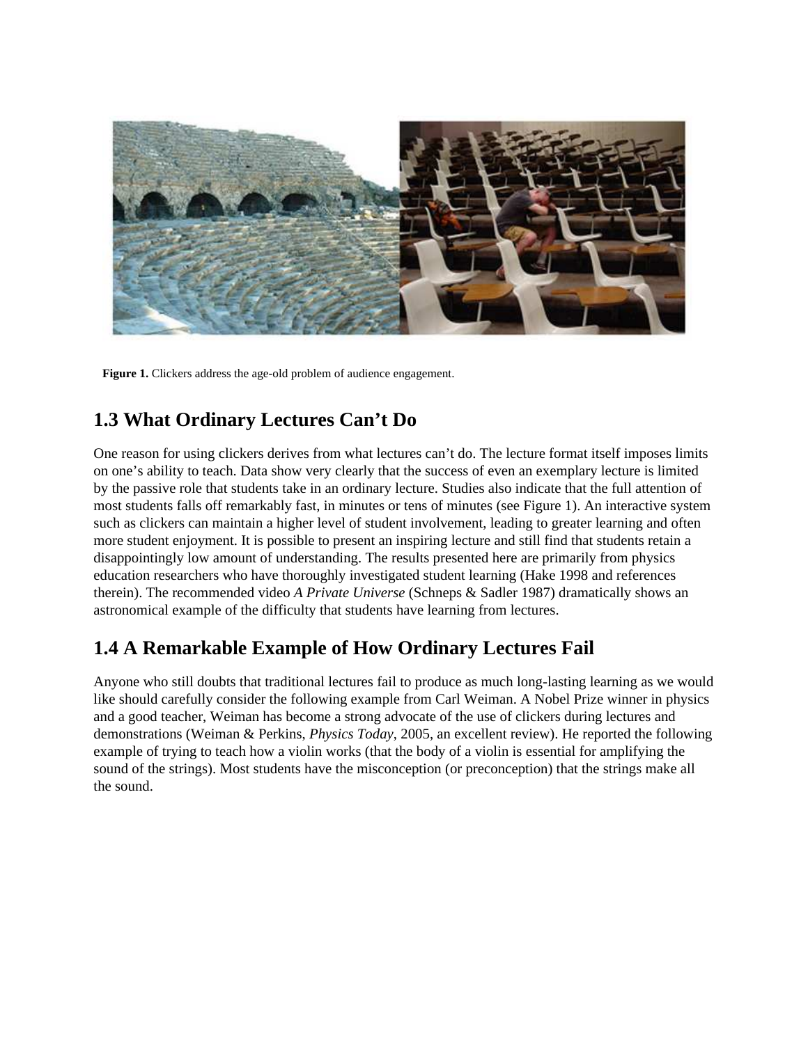**Figure 1.** Clickers address the age-old problem of audience engagement.

## 1.3 What Ordinary Lectures Can't Do

One reason for using clickers derives from what lectures can't do. The lecture format itself imposes limits on one's ability to teach. Data show very clearly that the success of even an exemplary lecture is limited by the passive role that students take in an ordinary lecture. Studies also indicate that the full attention of most students falls off remarkably fast, in minutes or tens of minutes (see Figure 1). An interactive system such as clickers can maintain a higher level of student involvement, leading to greater learning and often more student enjoyment. It is possible to present an inspiring lecture and still find that students retain a disappointingly low amount of understanding. The results presented here are primarily from physics education researchers who have thoroughly investigated student learning (Hake 1998 and references therein). The recommended video *A Private Universe* (Schneps & Sadler 1987) dramatically shows an astronomical example of the difficulty that students have learning from lectures.

## 1.4 A Remarkable Example of How Ordinary Lectures Fail

Anyone who still doubts that traditional lectures fail to produce as much long-lasting learning as we would like should carefully consider the following example from Carl Weiman. A Nobel Prize winner in physics and a good teacher, Weiman has become a strong advocate of the use of clickers during lectures and demonstrations (Weiman & Perkins, *Physics Today*, 2005, an excellent review). He reported the following example of trying to teach how a violin works (that the body of a violin is essential for amplifying the sound of the strings). Most students have the misconception (or preconception) that the strings make all the sound.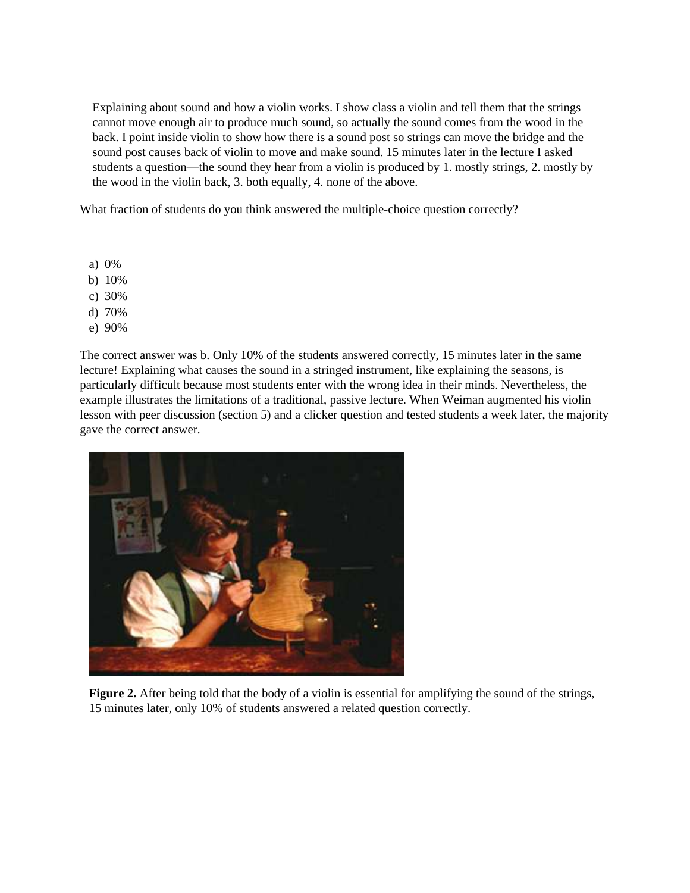> Explaining about sound and how a violin works. I show class a violin and tell them that the strings cannot move enough air to produce much sound, so actually the sound comes from the wood in the back. I point inside violin to show how there is a sound post so strings can move the bridge and the sound post causes back of violin to move and make sound. 15 minutes later in the lecture I asked students a question—the sound they hear from a violin is produced by 1. mostly strings, 2. mostly by the wood in the violin back, 3. both equally, 4. none of the above.

What fraction of students do you think answered the multiple-choice question correctly?

a) 0%
b) 10%
c) 30%
d) 70%
e) 90%

The correct answer was b. Only 10% of the students answered correctly, 15 minutes later in the same lecture! Explaining what causes the sound in a stringed instrument, like explaining the seasons, is particularly difficult because most students enter with the wrong idea in their minds. Nevertheless, the example illustrates the limitations of a traditional, passive lecture. When Weiman augmented his violin lesson with peer discussion (section 5) and a clicker question and tested students a week later, the majority gave the correct answer.

**Figure 2.** After being told that the body of a violin is essential for amplifying the sound of the strings, 15 minutes later, only 10% of students answered a related question correctly.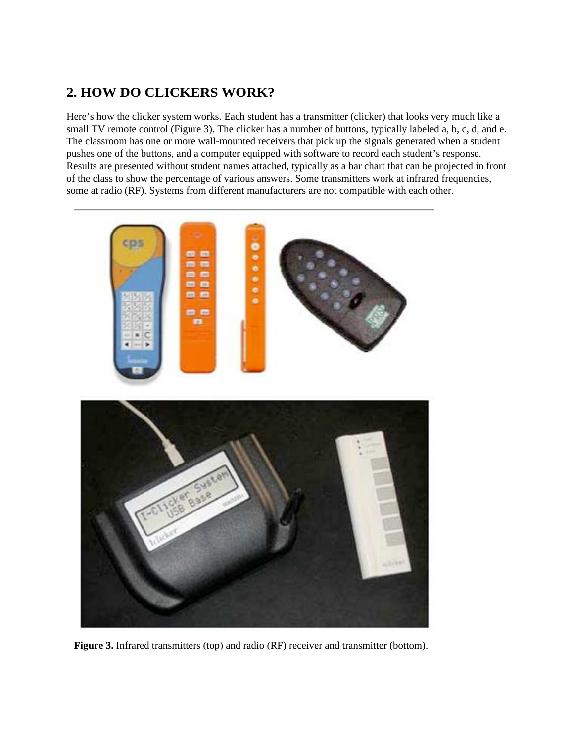## 2. HOW DO CLICKERS WORK?

Here's how the clicker system works. Each student has a transmitter (clicker) that looks very much like a small TV remote control (Figure 3). The clicker has a number of buttons, typically labeled a, b, c, d, and e. The classroom has one or more wall-mounted receivers that pick up the signals generated when a student pushes one of the buttons, and a computer equipped with software to record each student's response. Results are presented without student names attached, typically as a bar chart that can be projected in front of the class to show the percentage of various answers. Some transmitters work at infrared frequencies, some at radio (RF). Systems from different manufacturers are not compatible with each other.

**Figure 3.** Infrared transmitters (top) and radio (RF) receiver and transmitter (bottom).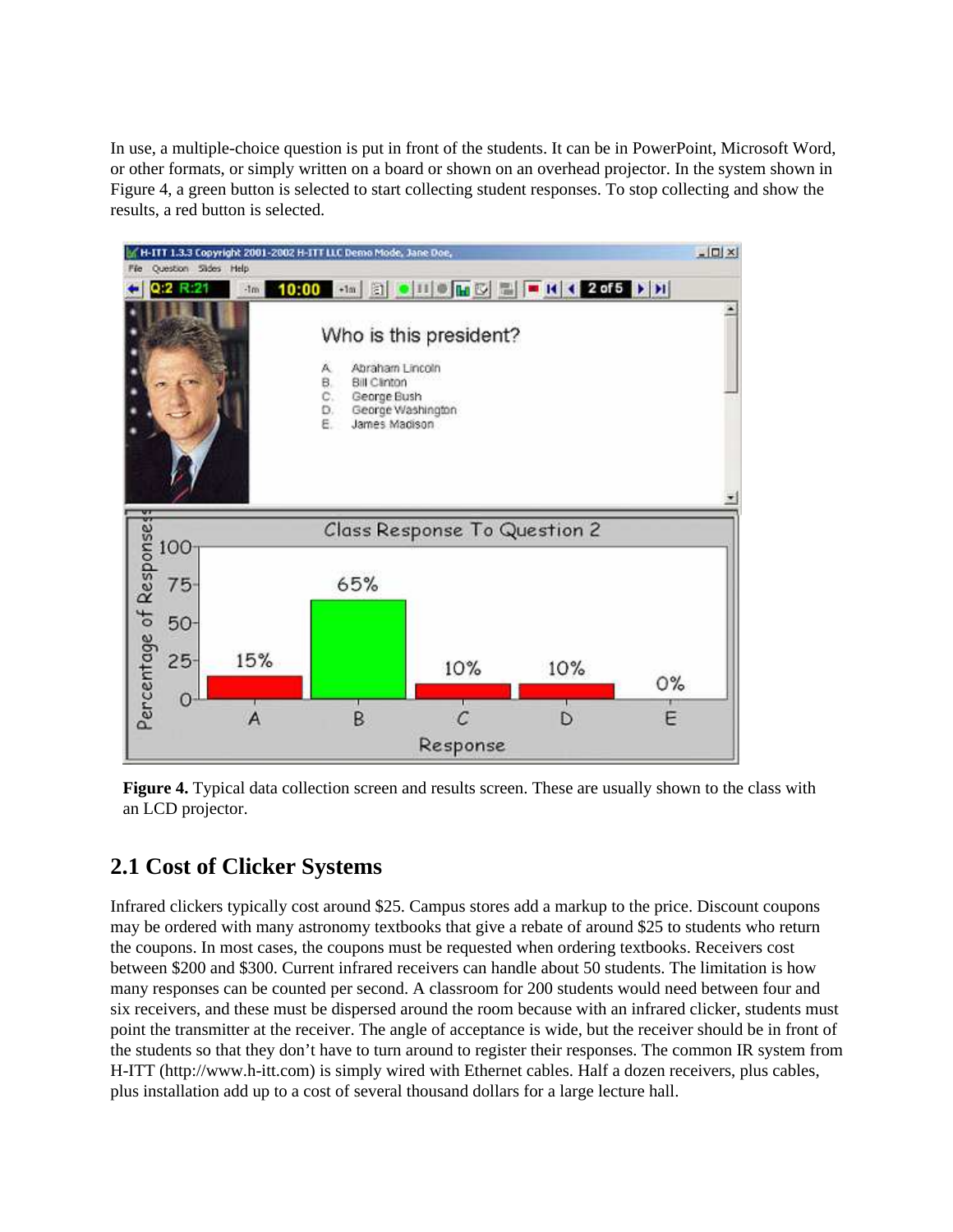In use, a multiple-choice question is put in front of the students. It can be in PowerPoint, Microsoft Word, or other formats, or simply written on a board or shown on an overhead projector. In the system shown in Figure 4, a green button is selected to start collecting student responses. To stop collecting and show the results, a red button is selected.

**Figure 4.** Typical data collection screen and results screen. These are usually shown to the class with an LCD projector.

## 2.1 Cost of Clicker Systems

Infrared clickers typically cost around $25. Campus stores add a markup to the price. Discount coupons may be ordered with many astronomy textbooks that give a rebate of around $25 to students who return the coupons. In most cases, the coupons must be requested when ordering textbooks. Receivers cost between $200 and $300. Current infrared receivers can handle about 50 students. The limitation is how many responses can be counted per second. A classroom for 200 students would need between four and six receivers, and these must be dispersed around the room because with an infrared clicker, students must point the transmitter at the receiver. The angle of acceptance is wide, but the receiver should be in front of the students so that they don't have to turn around to register their responses. The common IR system from H-ITT (http://www.h-itt.com) is simply wired with Ethernet cables. Half a dozen receivers, plus cables, plus installation add up to a cost of several thousand dollars for a large lecture hall.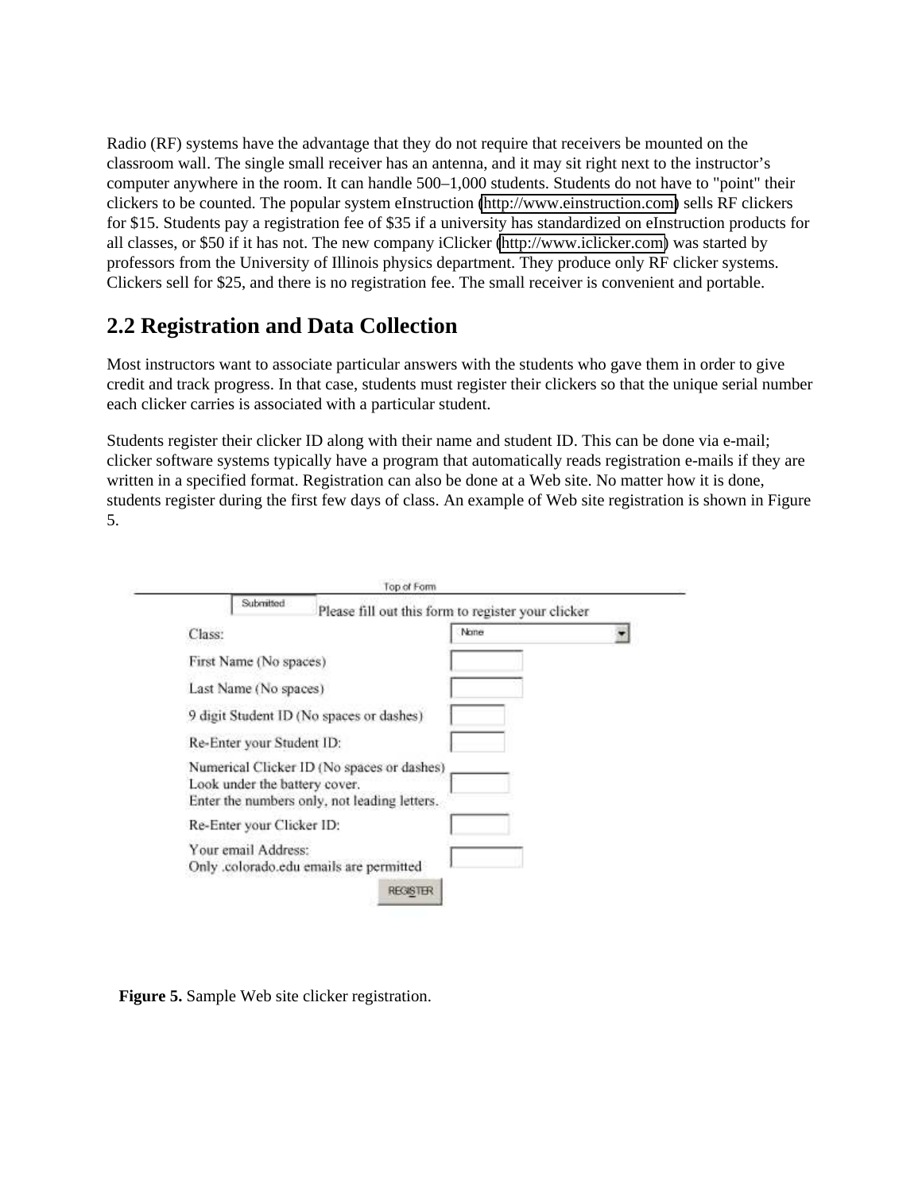Radio (RF) systems have the advantage that they do not require that receivers be mounted on the classroom wall. The single small receiver has an antenna, and it may sit right next to the instructor's computer anywhere in the room. It can handle 500–1,000 students. Students do not have to "point" their clickers to be counted. The popular system eInstruction (http://www.einstruction.com) sells RF clickers for $15. Students pay a registration fee of $35 if a university has standardized on eInstruction products for all classes, or $50 if it has not. The new company iClicker (http://www.iclicker.com) was started by professors from the University of Illinois physics department. They produce only RF clicker systems. Clickers sell for $25, and there is no registration fee. The small receiver is convenient and portable.

## 2.2 Registration and Data Collection

Most instructors want to associate particular answers with the students who gave them in order to give credit and track progress. In that case, students must register their clickers so that the unique serial number each clicker carries is associated with a particular student.

Students register their clicker ID along with their name and student ID. This can be done via e-mail; clicker software systems typically have a program that automatically reads registration e-mails if they are written in a specified format. Registration can also be done at a Web site. No matter how it is done, students register during the first few days of class. An example of Web site registration is shown in Figure 5.

Top of Form

Submitted — Please fill out this form to register your clicker

| Field | Input |
| --- | --- |
| Class: | None |
| First Name (No spaces) | |
| Last Name (No spaces) | |
| 9 digit Student ID (No spaces or dashes) | |
| Re-Enter your Student ID: | |
| Numerical Clicker ID (No spaces or dashes) Look under the battery cover. Enter the numbers only, not leading letters. | |
| Re-Enter your Clicker ID: | |
| Your email Address: Only .colorado.edu emails are permitted | |

REGISTER

**Figure 5.** Sample Web site clicker registration.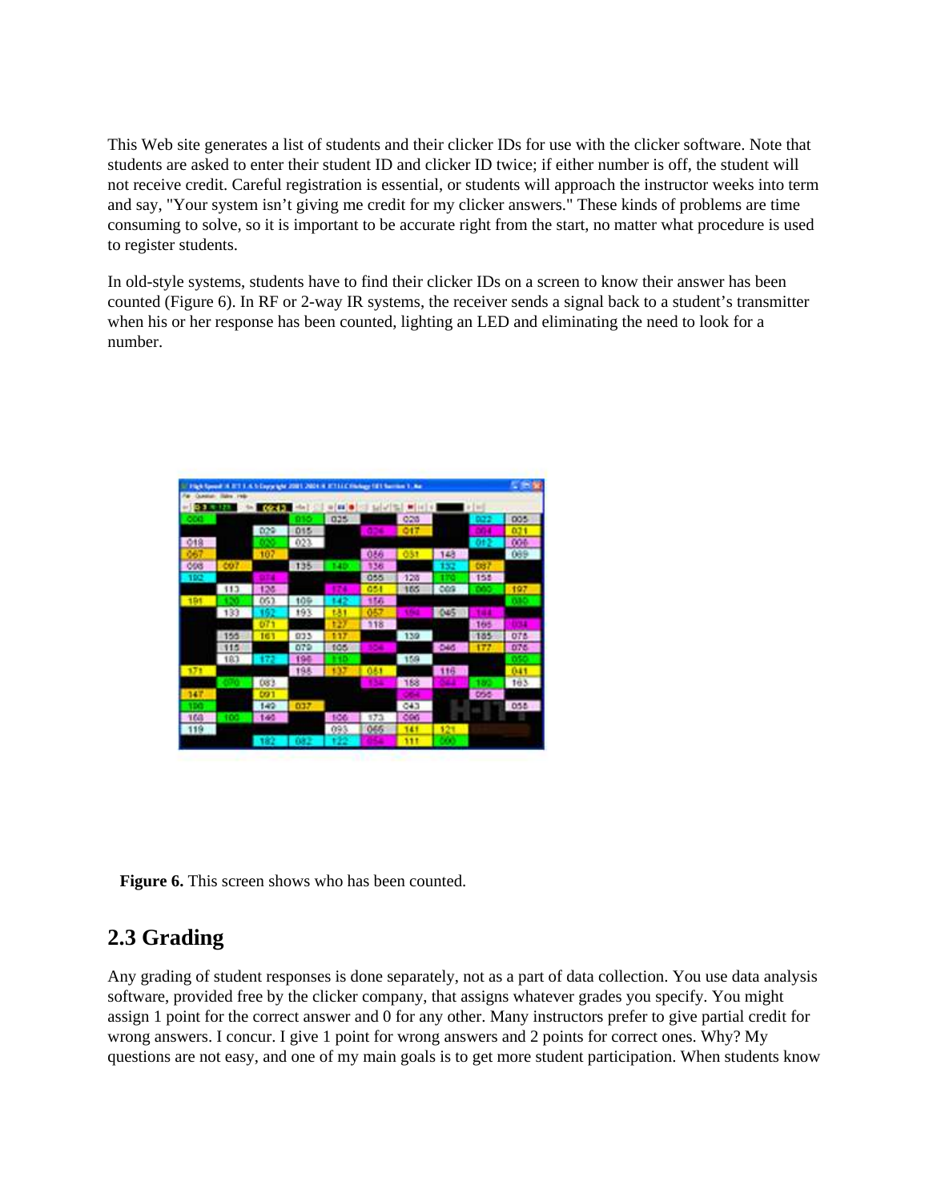This Web site generates a list of students and their clicker IDs for use with the clicker software. Note that students are asked to enter their student ID and clicker ID twice; if either number is off, the student will not receive credit. Careful registration is essential, or students will approach the instructor weeks into term and say, "Your system isn't giving me credit for my clicker answers." These kinds of problems are time consuming to solve, so it is important to be accurate right from the start, no matter what procedure is used to register students.

In old-style systems, students have to find their clicker IDs on a screen to know their answer has been counted (Figure 6). In RF or 2-way IR systems, the receiver sends a signal back to a student's transmitter when his or her response has been counted, lighting an LED and eliminating the need to look for a number.

**Figure 6.** This screen shows who has been counted.

## 2.3 Grading

Any grading of student responses is done separately, not as a part of data collection. You use data analysis software, provided free by the clicker company, that assigns whatever grades you specify. You might assign 1 point for the correct answer and 0 for any other. Many instructors prefer to give partial credit for wrong answers. I concur. I give 1 point for wrong answers and 2 points for correct ones. Why? My questions are not easy, and one of my main goals is to get more student participation. When students know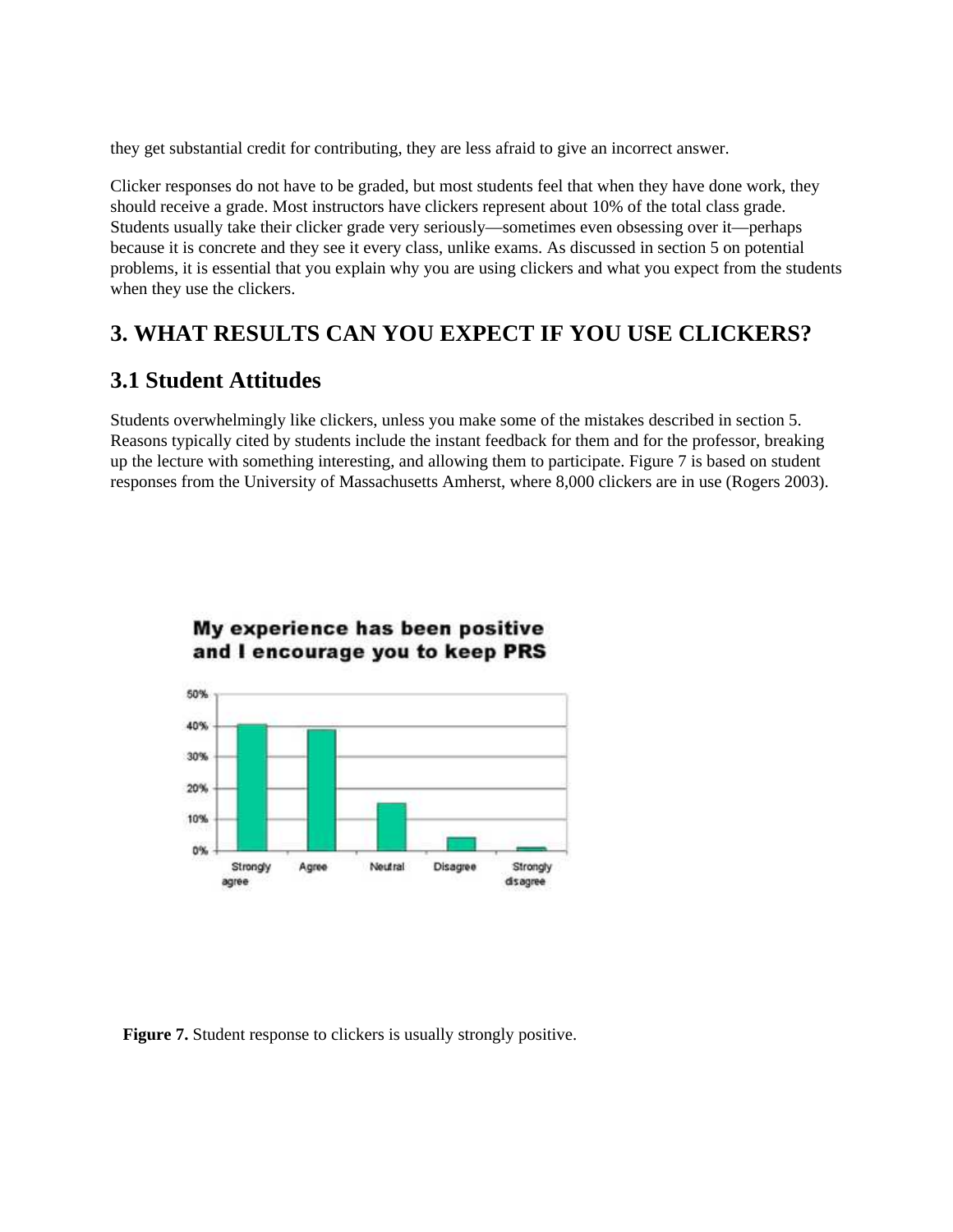they get substantial credit for contributing, they are less afraid to give an incorrect answer.

Clicker responses do not have to be graded, but most students feel that when they have done work, they should receive a grade. Most instructors have clickers represent about 10% of the total class grade. Students usually take their clicker grade very seriously—sometimes even obsessing over it—perhaps because it is concrete and they see it every class, unlike exams. As discussed in section 5 on potential problems, it is essential that you explain why you are using clickers and what you expect from the students when they use the clickers.

## 3. WHAT RESULTS CAN YOU EXPECT IF YOU USE CLICKERS?

## 3.1 Student Attitudes

Students overwhelmingly like clickers, unless you make some of the mistakes described in section 5. Reasons typically cited by students include the instant feedback for them and for the professor, breaking up the lecture with something interesting, and allowing them to participate. Figure 7 is based on student responses from the University of Massachusetts Amherst, where 8,000 clickers are in use (Rogers 2003).

**Figure 7.** Student response to clickers is usually strongly positive.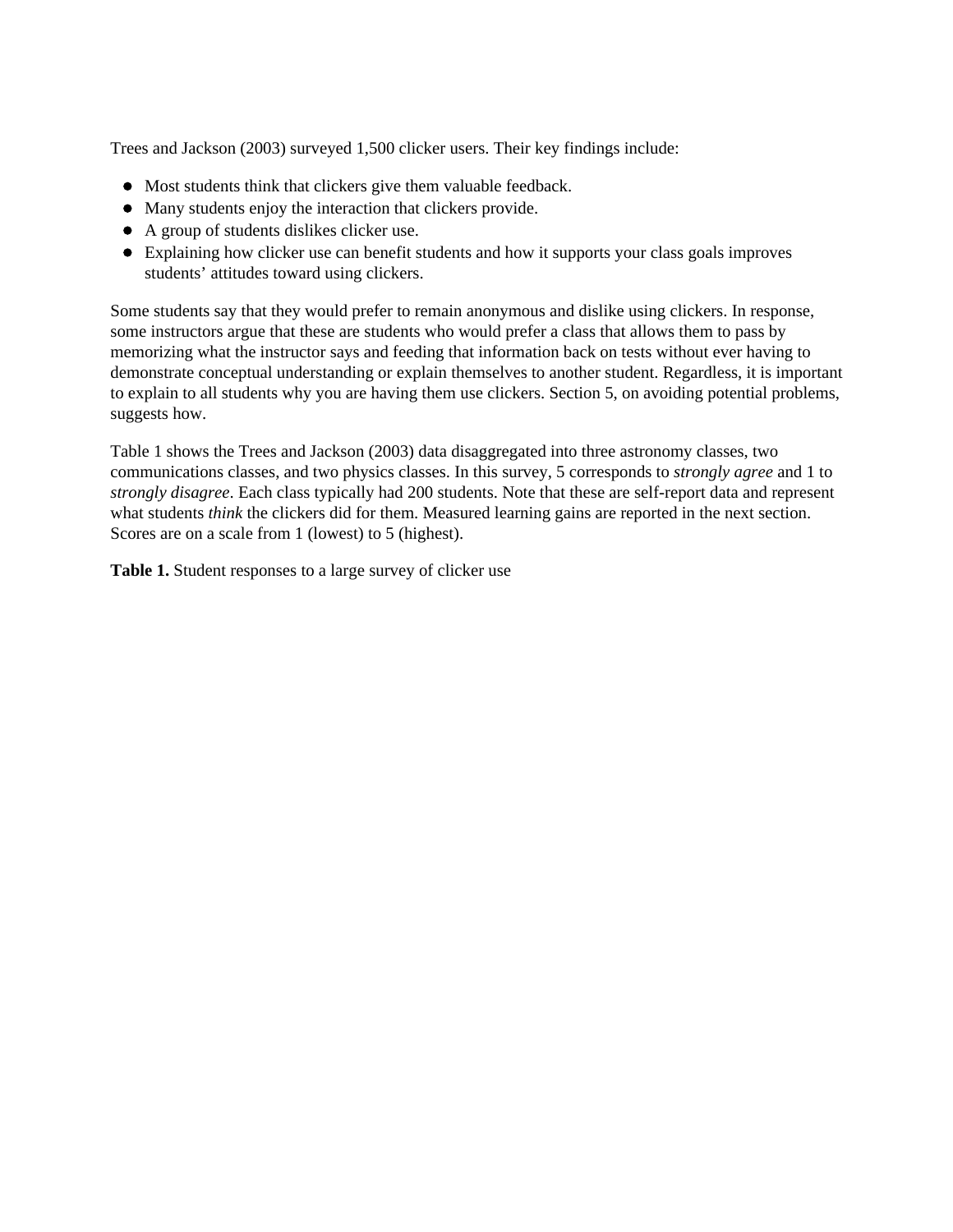Trees and Jackson (2003) surveyed 1,500 clicker users. Their key findings include:

- Most students think that clickers give them valuable feedback.
- Many students enjoy the interaction that clickers provide.
- A group of students dislikes clicker use.
- Explaining how clicker use can benefit students and how it supports your class goals improves students' attitudes toward using clickers.

Some students say that they would prefer to remain anonymous and dislike using clickers. In response, some instructors argue that these are students who would prefer a class that allows them to pass by memorizing what the instructor says and feeding that information back on tests without ever having to demonstrate conceptual understanding or explain themselves to another student. Regardless, it is important to explain to all students why you are having them use clickers. Section 5, on avoiding potential problems, suggests how.

Table 1 shows the Trees and Jackson (2003) data disaggregated into three astronomy classes, two communications classes, and two physics classes. In this survey, 5 corresponds to *strongly agree* and 1 to *strongly disagree*. Each class typically had 200 students. Note that these are self-report data and represent what students *think* the clickers did for them. Measured learning gains are reported in the next section. Scores are on a scale from 1 (lowest) to 5 (highest).

**Table 1.** Student responses to a large survey of clicker use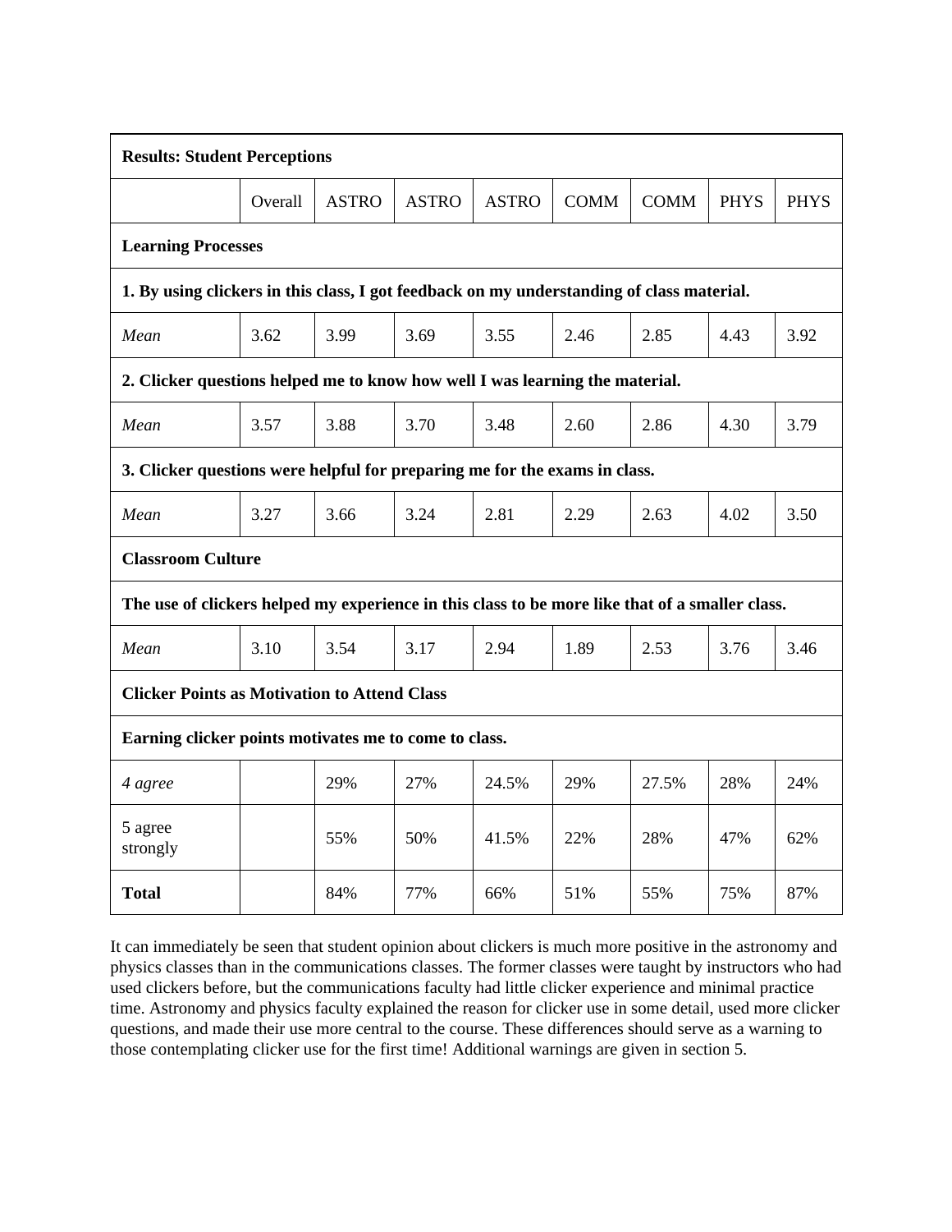| **Results: Student Perceptions** | | | | | | | | |
|---|---|---|---|---|---|---|---|---|
| | Overall | ASTRO | ASTRO | ASTRO | COMM | COMM | PHYS | PHYS |
| **Learning Processes** | | | | | | | | |
| **1. By using clickers in this class, I got feedback on my understanding of class material.** | | | | | | | | |
| *Mean* | 3.62 | 3.99 | 3.69 | 3.55 | 2.46 | 2.85 | 4.43 | 3.92 |
| **2. Clicker questions helped me to know how well I was learning the material.** | | | | | | | | |
| *Mean* | 3.57 | 3.88 | 3.70 | 3.48 | 2.60 | 2.86 | 4.30 | 3.79 |
| **3. Clicker questions were helpful for preparing me for the exams in class.** | | | | | | | | |
| *Mean* | 3.27 | 3.66 | 3.24 | 2.81 | 2.29 | 2.63 | 4.02 | 3.50 |
| **Classroom Culture** | | | | | | | | |
| **The use of clickers helped my experience in this class to be more like that of a smaller class.** | | | | | | | | |
| *Mean* | 3.10 | 3.54 | 3.17 | 2.94 | 1.89 | 2.53 | 3.76 | 3.46 |
| **Clicker Points as Motivation to Attend Class** | | | | | | | | |
| **Earning clicker points motivates me to come to class.** | | | | | | | | |
| *4 agree* | | 29% | 27% | 24.5% | 29% | 27.5% | 28% | 24% |
| 5 agree strongly | | 55% | 50% | 41.5% | 22% | 28% | 47% | 62% |
| **Total** | | 84% | 77% | 66% | 51% | 55% | 75% | 87% |

It can immediately be seen that student opinion about clickers is much more positive in the astronomy and physics classes than in the communications classes. The former classes were taught by instructors who had used clickers before, but the communications faculty had little clicker experience and minimal practice time. Astronomy and physics faculty explained the reason for clicker use in some detail, used more clicker questions, and made their use more central to the course. These differences should serve as a warning to those contemplating clicker use for the first time! Additional warnings are given in section 5.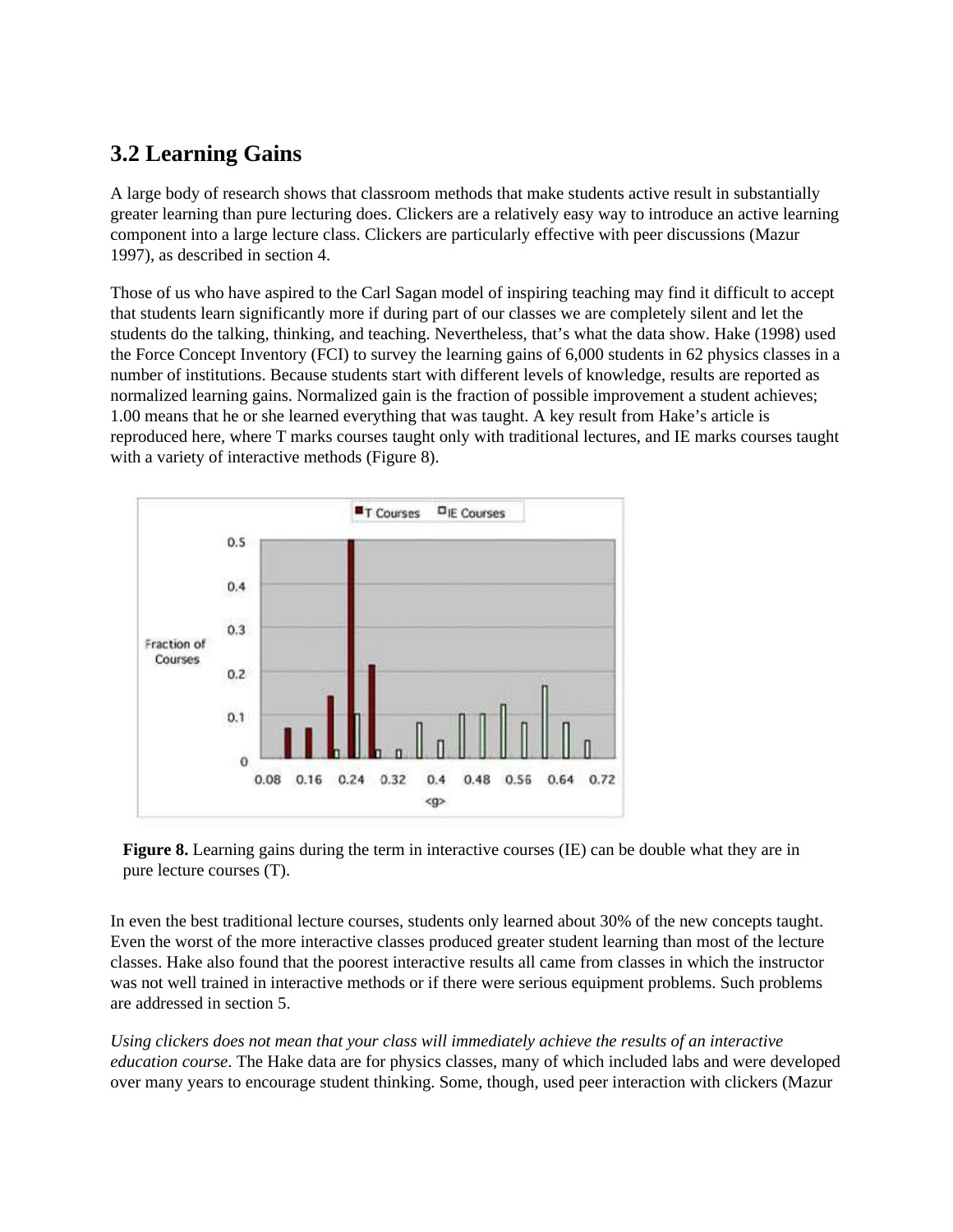## 3.2 Learning Gains

A large body of research shows that classroom methods that make students active result in substantially greater learning than pure lecturing does. Clickers are a relatively easy way to introduce an active learning component into a large lecture class. Clickers are particularly effective with peer discussions (Mazur 1997), as described in section 4.

Those of us who have aspired to the Carl Sagan model of inspiring teaching may find it difficult to accept that students learn significantly more if during part of our classes we are completely silent and let the students do the talking, thinking, and teaching. Nevertheless, that's what the data show. Hake (1998) used the Force Concept Inventory (FCI) to survey the learning gains of 6,000 students in 62 physics classes in a number of institutions. Because students start with different levels of knowledge, results are reported as normalized learning gains. Normalized gain is the fraction of possible improvement a student achieves; 1.00 means that he or she learned everything that was taught. A key result from Hake's article is reproduced here, where T marks courses taught only with traditional lectures, and IE marks courses taught with a variety of interactive methods (Figure 8).

**Figure 8.** Learning gains during the term in interactive courses (IE) can be double what they are in pure lecture courses (T).

In even the best traditional lecture courses, students only learned about 30% of the new concepts taught. Even the worst of the more interactive classes produced greater student learning than most of the lecture classes. Hake also found that the poorest interactive results all came from classes in which the instructor was not well trained in interactive methods or if there were serious equipment problems. Such problems are addressed in section 5.

*Using clickers does not mean that your class will immediately achieve the results of an interactive education course*. The Hake data are for physics classes, many of which included labs and were developed over many years to encourage student thinking. Some, though, used peer interaction with clickers (Mazur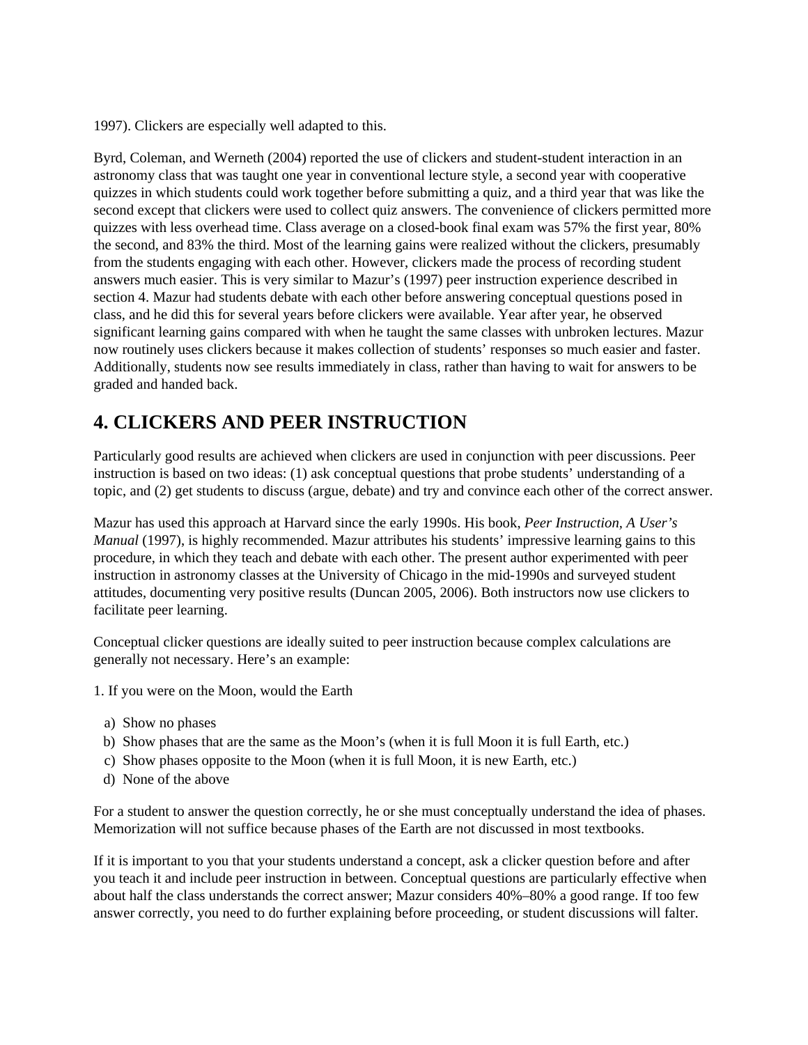1997). Clickers are especially well adapted to this.

Byrd, Coleman, and Werneth (2004) reported the use of clickers and student-student interaction in an astronomy class that was taught one year in conventional lecture style, a second year with cooperative quizzes in which students could work together before submitting a quiz, and a third year that was like the second except that clickers were used to collect quiz answers. The convenience of clickers permitted more quizzes with less overhead time. Class average on a closed-book final exam was 57% the first year, 80% the second, and 83% the third. Most of the learning gains were realized without the clickers, presumably from the students engaging with each other. However, clickers made the process of recording student answers much easier. This is very similar to Mazur's (1997) peer instruction experience described in section 4. Mazur had students debate with each other before answering conceptual questions posed in class, and he did this for several years before clickers were available. Year after year, he observed significant learning gains compared with when he taught the same classes with unbroken lectures. Mazur now routinely uses clickers because it makes collection of students' responses so much easier and faster. Additionally, students now see results immediately in class, rather than having to wait for answers to be graded and handed back.

## 4. CLICKERS AND PEER INSTRUCTION

Particularly good results are achieved when clickers are used in conjunction with peer discussions. Peer instruction is based on two ideas: (1) ask conceptual questions that probe students' understanding of a topic, and (2) get students to discuss (argue, debate) and try and convince each other of the correct answer.

Mazur has used this approach at Harvard since the early 1990s. His book, *Peer Instruction, A User's Manual* (1997), is highly recommended. Mazur attributes his students' impressive learning gains to this procedure, in which they teach and debate with each other. The present author experimented with peer instruction in astronomy classes at the University of Chicago in the mid-1990s and surveyed student attitudes, documenting very positive results (Duncan 2005, 2006). Both instructors now use clickers to facilitate peer learning.

Conceptual clicker questions are ideally suited to peer instruction because complex calculations are generally not necessary. Here's an example:

1. If you were on the Moon, would the Earth

   a) Show no phases
   b) Show phases that are the same as the Moon's (when it is full Moon it is full Earth, etc.)
   c) Show phases opposite to the Moon (when it is full Moon, it is new Earth, etc.)
   d) None of the above

For a student to answer the question correctly, he or she must conceptually understand the idea of phases. Memorization will not suffice because phases of the Earth are not discussed in most textbooks.

If it is important to you that your students understand a concept, ask a clicker question before and after you teach it and include peer instruction in between. Conceptual questions are particularly effective when about half the class understands the correct answer; Mazur considers 40%–80% a good range. If too few answer correctly, you need to do further explaining before proceeding, or student discussions will falter.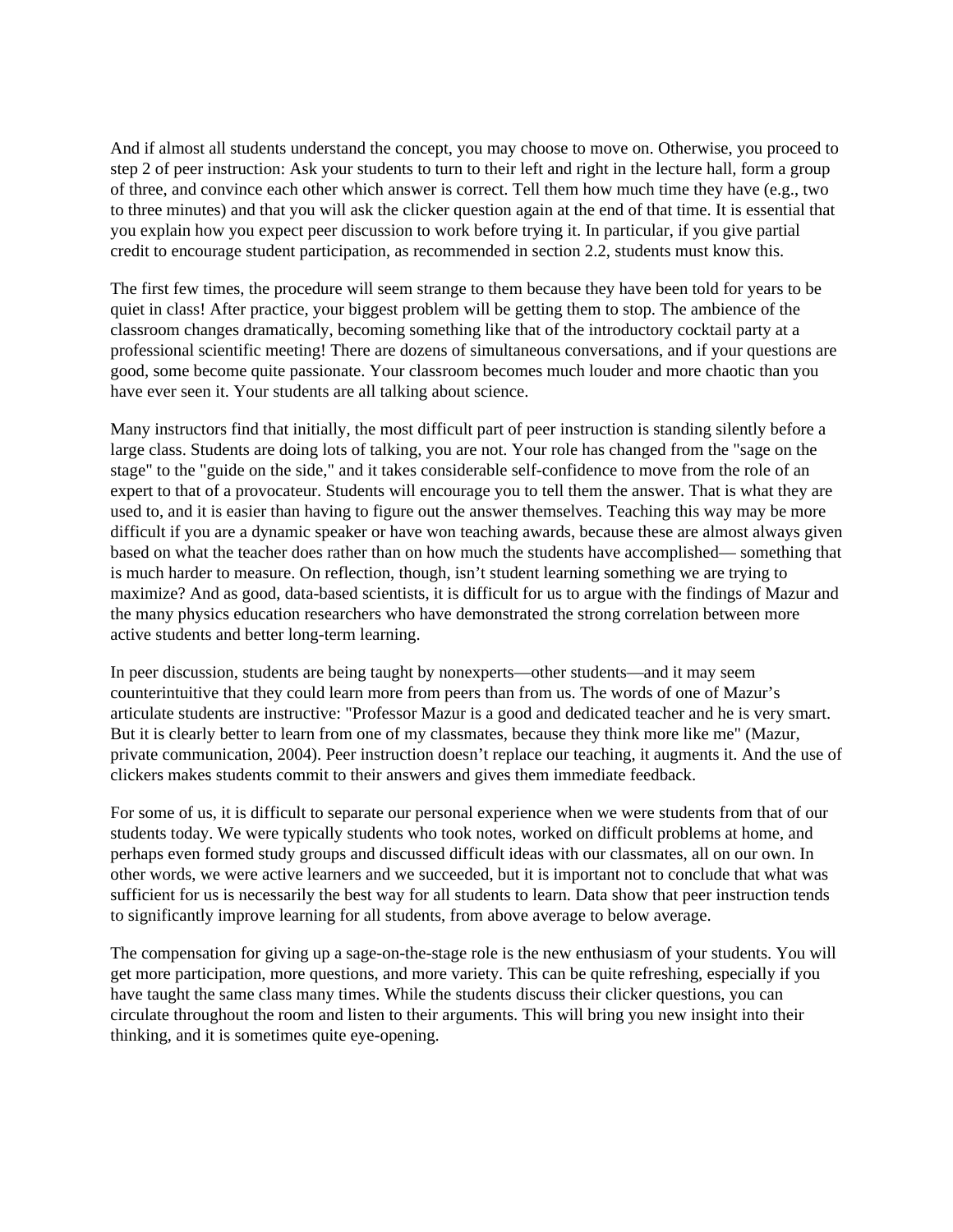And if almost all students understand the concept, you may choose to move on. Otherwise, you proceed to step 2 of peer instruction: Ask your students to turn to their left and right in the lecture hall, form a group of three, and convince each other which answer is correct. Tell them how much time they have (e.g., two to three minutes) and that you will ask the clicker question again at the end of that time. It is essential that you explain how you expect peer discussion to work before trying it. In particular, if you give partial credit to encourage student participation, as recommended in section 2.2, students must know this.

The first few times, the procedure will seem strange to them because they have been told for years to be quiet in class! After practice, your biggest problem will be getting them to stop. The ambience of the classroom changes dramatically, becoming something like that of the introductory cocktail party at a professional scientific meeting! There are dozens of simultaneous conversations, and if your questions are good, some become quite passionate. Your classroom becomes much louder and more chaotic than you have ever seen it. Your students are all talking about science.

Many instructors find that initially, the most difficult part of peer instruction is standing silently before a large class. Students are doing lots of talking, you are not. Your role has changed from the "sage on the stage" to the "guide on the side," and it takes considerable self-confidence to move from the role of an expert to that of a provocateur. Students will encourage you to tell them the answer. That is what they are used to, and it is easier than having to figure out the answer themselves. Teaching this way may be more difficult if you are a dynamic speaker or have won teaching awards, because these are almost always given based on what the teacher does rather than on how much the students have accomplished— something that is much harder to measure. On reflection, though, isn't student learning something we are trying to maximize? And as good, data-based scientists, it is difficult for us to argue with the findings of Mazur and the many physics education researchers who have demonstrated the strong correlation between more active students and better long-term learning.

In peer discussion, students are being taught by nonexperts—other students—and it may seem counterintuitive that they could learn more from peers than from us. The words of one of Mazur's articulate students are instructive: "Professor Mazur is a good and dedicated teacher and he is very smart. But it is clearly better to learn from one of my classmates, because they think more like me" (Mazur, private communication, 2004). Peer instruction doesn't replace our teaching, it augments it. And the use of clickers makes students commit to their answers and gives them immediate feedback.

For some of us, it is difficult to separate our personal experience when we were students from that of our students today. We were typically students who took notes, worked on difficult problems at home, and perhaps even formed study groups and discussed difficult ideas with our classmates, all on our own. In other words, we were active learners and we succeeded, but it is important not to conclude that what was sufficient for us is necessarily the best way for all students to learn. Data show that peer instruction tends to significantly improve learning for all students, from above average to below average.

The compensation for giving up a sage-on-the-stage role is the new enthusiasm of your students. You will get more participation, more questions, and more variety. This can be quite refreshing, especially if you have taught the same class many times. While the students discuss their clicker questions, you can circulate throughout the room and listen to their arguments. This will bring you new insight into their thinking, and it is sometimes quite eye-opening.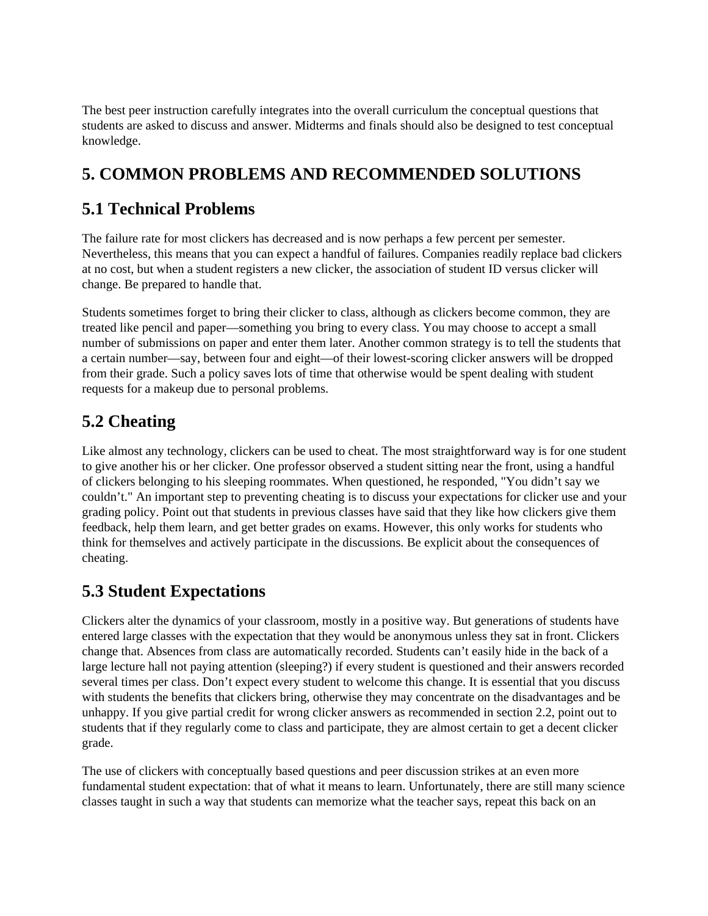The best peer instruction carefully integrates into the overall curriculum the conceptual questions that students are asked to discuss and answer. Midterms and finals should also be designed to test conceptual knowledge.

# 5. COMMON PROBLEMS AND RECOMMENDED SOLUTIONS

## 5.1 Technical Problems

The failure rate for most clickers has decreased and is now perhaps a few percent per semester. Nevertheless, this means that you can expect a handful of failures. Companies readily replace bad clickers at no cost, but when a student registers a new clicker, the association of student ID versus clicker will change. Be prepared to handle that.

Students sometimes forget to bring their clicker to class, although as clickers become common, they are treated like pencil and paper—something you bring to every class. You may choose to accept a small number of submissions on paper and enter them later. Another common strategy is to tell the students that a certain number—say, between four and eight—of their lowest-scoring clicker answers will be dropped from their grade. Such a policy saves lots of time that otherwise would be spent dealing with student requests for a makeup due to personal problems.

## 5.2 Cheating

Like almost any technology, clickers can be used to cheat. The most straightforward way is for one student to give another his or her clicker. One professor observed a student sitting near the front, using a handful of clickers belonging to his sleeping roommates. When questioned, he responded, "You didn't say we couldn't." An important step to preventing cheating is to discuss your expectations for clicker use and your grading policy. Point out that students in previous classes have said that they like how clickers give them feedback, help them learn, and get better grades on exams. However, this only works for students who think for themselves and actively participate in the discussions. Be explicit about the consequences of cheating.

## 5.3 Student Expectations

Clickers alter the dynamics of your classroom, mostly in a positive way. But generations of students have entered large classes with the expectation that they would be anonymous unless they sat in front. Clickers change that. Absences from class are automatically recorded. Students can't easily hide in the back of a large lecture hall not paying attention (sleeping?) if every student is questioned and their answers recorded several times per class. Don't expect every student to welcome this change. It is essential that you discuss with students the benefits that clickers bring, otherwise they may concentrate on the disadvantages and be unhappy. If you give partial credit for wrong clicker answers as recommended in section 2.2, point out to students that if they regularly come to class and participate, they are almost certain to get a decent clicker grade.

The use of clickers with conceptually based questions and peer discussion strikes at an even more fundamental student expectation: that of what it means to learn. Unfortunately, there are still many science classes taught in such a way that students can memorize what the teacher says, repeat this back on an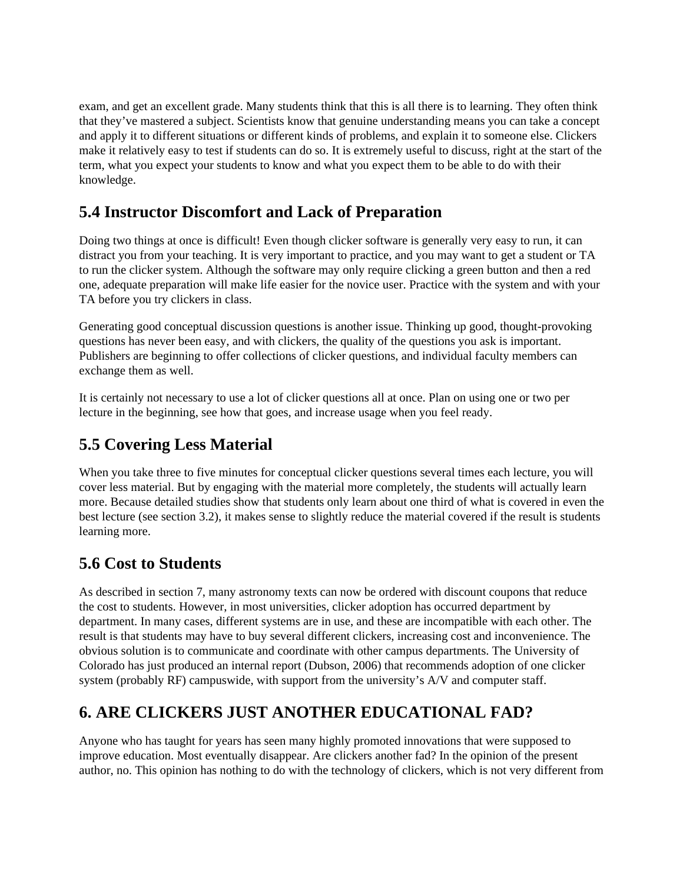exam, and get an excellent grade. Many students think that this is all there is to learning. They often think that they've mastered a subject. Scientists know that genuine understanding means you can take a concept and apply it to different situations or different kinds of problems, and explain it to someone else. Clickers make it relatively easy to test if students can do so. It is extremely useful to discuss, right at the start of the term, what you expect your students to know and what you expect them to be able to do with their knowledge.

## 5.4 Instructor Discomfort and Lack of Preparation

Doing two things at once is difficult! Even though clicker software is generally very easy to run, it can distract you from your teaching. It is very important to practice, and you may want to get a student or TA to run the clicker system. Although the software may only require clicking a green button and then a red one, adequate preparation will make life easier for the novice user. Practice with the system and with your TA before you try clickers in class.

Generating good conceptual discussion questions is another issue. Thinking up good, thought-provoking questions has never been easy, and with clickers, the quality of the questions you ask is important. Publishers are beginning to offer collections of clicker questions, and individual faculty members can exchange them as well.

It is certainly not necessary to use a lot of clicker questions all at once. Plan on using one or two per lecture in the beginning, see how that goes, and increase usage when you feel ready.

## 5.5 Covering Less Material

When you take three to five minutes for conceptual clicker questions several times each lecture, you will cover less material. But by engaging with the material more completely, the students will actually learn more. Because detailed studies show that students only learn about one third of what is covered in even the best lecture (see section 3.2), it makes sense to slightly reduce the material covered if the result is students learning more.

## 5.6 Cost to Students

As described in section 7, many astronomy texts can now be ordered with discount coupons that reduce the cost to students. However, in most universities, clicker adoption has occurred department by department. In many cases, different systems are in use, and these are incompatible with each other. The result is that students may have to buy several different clickers, increasing cost and inconvenience. The obvious solution is to communicate and coordinate with other campus departments. The University of Colorado has just produced an internal report (Dubson, 2006) that recommends adoption of one clicker system (probably RF) campuswide, with support from the university's A/V and computer staff.

# 6. ARE CLICKERS JUST ANOTHER EDUCATIONAL FAD?

Anyone who has taught for years has seen many highly promoted innovations that were supposed to improve education. Most eventually disappear. Are clickers another fad? In the opinion of the present author, no. This opinion has nothing to do with the technology of clickers, which is not very different from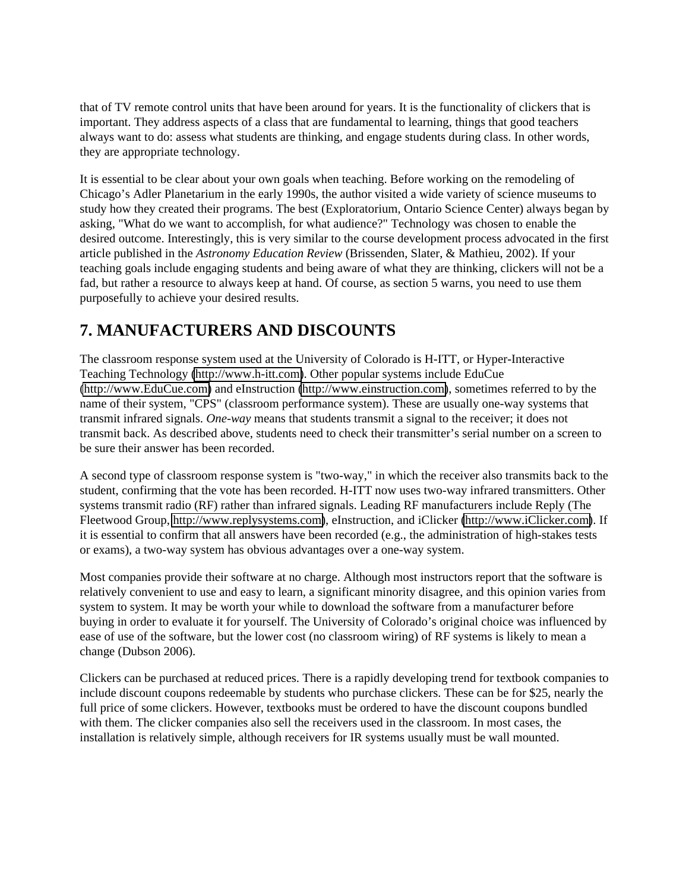that of TV remote control units that have been around for years. It is the functionality of clickers that is important. They address aspects of a class that are fundamental to learning, things that good teachers always want to do: assess what students are thinking, and engage students during class. In other words, they are appropriate technology.

It is essential to be clear about your own goals when teaching. Before working on the remodeling of Chicago's Adler Planetarium in the early 1990s, the author visited a wide variety of science museums to study how they created their programs. The best (Exploratorium, Ontario Science Center) always began by asking, "What do we want to accomplish, for what audience?" Technology was chosen to enable the desired outcome. Interestingly, this is very similar to the course development process advocated in the first article published in the *Astronomy Education Review* (Brissenden, Slater, & Mathieu, 2002). If your teaching goals include engaging students and being aware of what they are thinking, clickers will not be a fad, but rather a resource to always keep at hand. Of course, as section 5 warns, you need to use them purposefully to achieve your desired results.

## 7. MANUFACTURERS AND DISCOUNTS

The classroom response system used at the University of Colorado is H-ITT, or Hyper-Interactive Teaching Technology (http://www.h-itt.com). Other popular systems include EduCue (http://www.EduCue.com) and eInstruction (http://www.einstruction.com), sometimes referred to by the name of their system, "CPS" (classroom performance system). These are usually one-way systems that transmit infrared signals. *One-way* means that students transmit a signal to the receiver; it does not transmit back. As described above, students need to check their transmitter's serial number on a screen to be sure their answer has been recorded.

A second type of classroom response system is "two-way," in which the receiver also transmits back to the student, confirming that the vote has been recorded. H-ITT now uses two-way infrared transmitters. Other systems transmit radio (RF) rather than infrared signals. Leading RF manufacturers include Reply (The Fleetwood Group, http://www.replysystems.com), eInstruction, and iClicker (http://www.iClicker.com). If it is essential to confirm that all answers have been recorded (e.g., the administration of high-stakes tests or exams), a two-way system has obvious advantages over a one-way system.

Most companies provide their software at no charge. Although most instructors report that the software is relatively convenient to use and easy to learn, a significant minority disagree, and this opinion varies from system to system. It may be worth your while to download the software from a manufacturer before buying in order to evaluate it for yourself. The University of Colorado's original choice was influenced by ease of use of the software, but the lower cost (no classroom wiring) of RF systems is likely to mean a change (Dubson 2006).

Clickers can be purchased at reduced prices. There is a rapidly developing trend for textbook companies to include discount coupons redeemable by students who purchase clickers. These can be for $25, nearly the full price of some clickers. However, textbooks must be ordered to have the discount coupons bundled with them. The clicker companies also sell the receivers used in the classroom. In most cases, the installation is relatively simple, although receivers for IR systems usually must be wall mounted.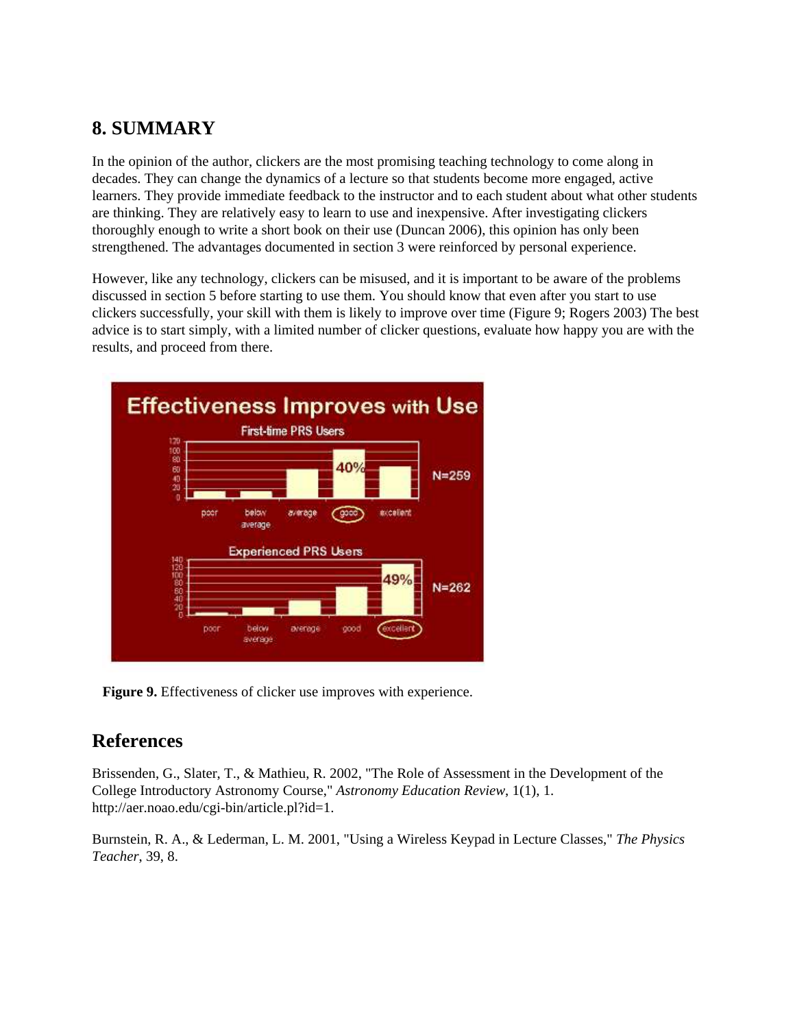## 8. SUMMARY

In the opinion of the author, clickers are the most promising teaching technology to come along in decades. They can change the dynamics of a lecture so that students become more engaged, active learners. They provide immediate feedback to the instructor and to each student about what other students are thinking. They are relatively easy to learn to use and inexpensive. After investigating clickers thoroughly enough to write a short book on their use (Duncan 2006), this opinion has only been strengthened. The advantages documented in section 3 were reinforced by personal experience.

However, like any technology, clickers can be misused, and it is important to be aware of the problems discussed in section 5 before starting to use them. You should know that even after you start to use clickers successfully, your skill with them is likely to improve over time (Figure 9; Rogers 2003) The best advice is to start simply, with a limited number of clicker questions, evaluate how happy you are with the results, and proceed from there.

**Figure 9.** Effectiveness of clicker use improves with experience.

## References

Brissenden, G., Slater, T., & Mathieu, R. 2002, "The Role of Assessment in the Development of the College Introductory Astronomy Course," *Astronomy Education Review*, 1(1), 1. http://aer.noao.edu/cgi-bin/article.pl?id=1.

Burnstein, R. A., & Lederman, L. M. 2001, "Using a Wireless Keypad in Lecture Classes," *The Physics Teacher*, 39, 8.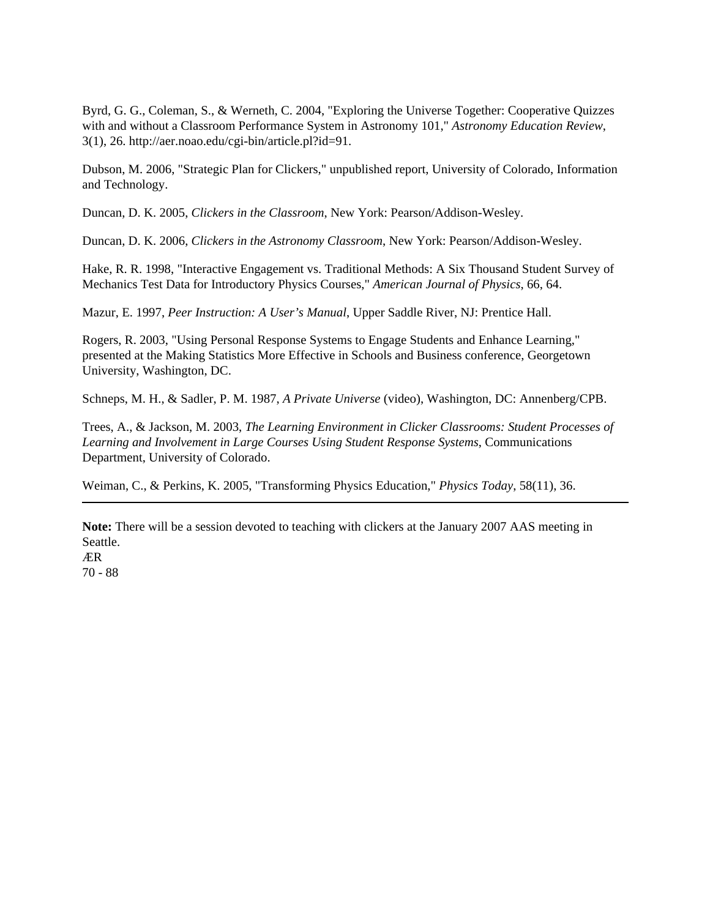Byrd, G. G., Coleman, S., & Werneth, C. 2004, "Exploring the Universe Together: Cooperative Quizzes with and without a Classroom Performance System in Astronomy 101," *Astronomy Education Review*, 3(1), 26. http://aer.noao.edu/cgi-bin/article.pl?id=91.

Dubson, M. 2006, "Strategic Plan for Clickers," unpublished report, University of Colorado, Information and Technology.

Duncan, D. K. 2005, *Clickers in the Classroom*, New York: Pearson/Addison-Wesley.

Duncan, D. K. 2006, *Clickers in the Astronomy Classroom*, New York: Pearson/Addison-Wesley.

Hake, R. R. 1998, "Interactive Engagement vs. Traditional Methods: A Six Thousand Student Survey of Mechanics Test Data for Introductory Physics Courses," *American Journal of Physics*, 66, 64.

Mazur, E. 1997, *Peer Instruction: A User's Manual*, Upper Saddle River, NJ: Prentice Hall.

Rogers, R. 2003, "Using Personal Response Systems to Engage Students and Enhance Learning," presented at the Making Statistics More Effective in Schools and Business conference, Georgetown University, Washington, DC.

Schneps, M. H., & Sadler, P. M. 1987, *A Private Universe* (video), Washington, DC: Annenberg/CPB.

Trees, A., & Jackson, M. 2003, *The Learning Environment in Clicker Classrooms: Student Processes of Learning and Involvement in Large Courses Using Student Response Systems*, Communications Department, University of Colorado.

Weiman, C., & Perkins, K. 2005, "Transforming Physics Education," *Physics Today*, 58(11), 36.

---

**Note:** There will be a session devoted to teaching with clickers at the January 2007 AAS meeting in Seattle.